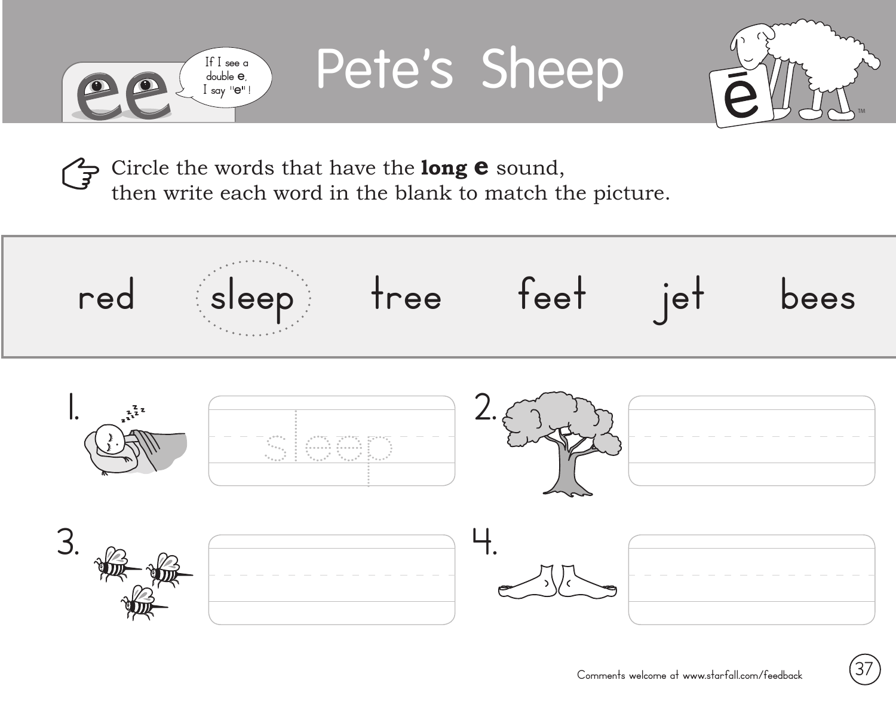ee

If I see a double e, I say "e"!

# Pete's Sheep

ē

Circle the words that have the **long e** sound, then write each word in the blank to match the picture.

red sleep tree feet jet bees

1. sleep

2.

3.

4.

Comments welcome at www.starfall.com/feedback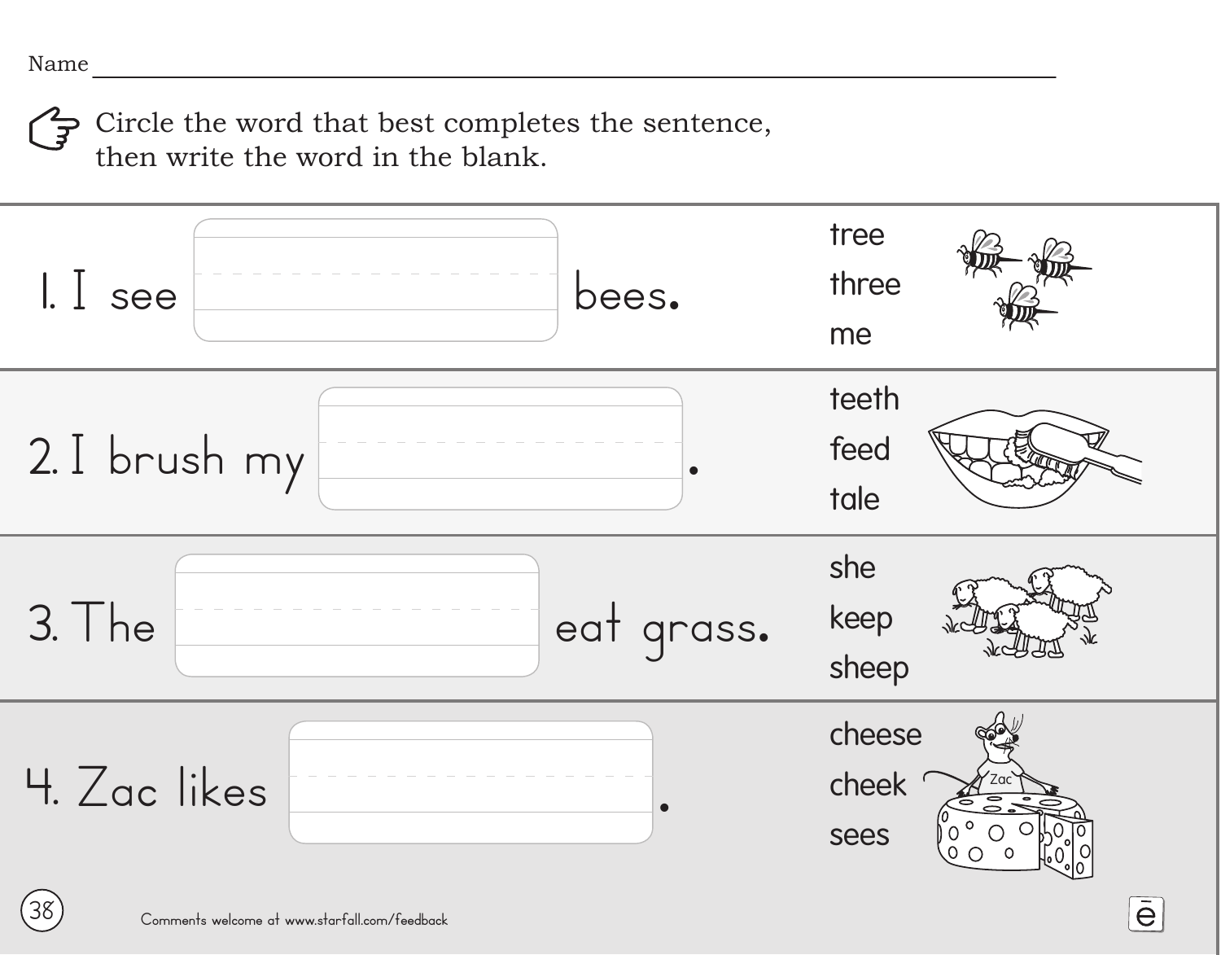Name ______________________________

Circle the word that best completes the sentence, then write the word in the blank.

1. I see __________ bees.

   - tree
   - three
   - me

2. I brush my __________.

   - teeth
   - feed
   - tale

3. The __________ eat grass.

   - she
   - keep
   - sheep

4. Zac likes __________.

   - cheese
   - cheek
   - sees

Comments welcome at www.starfall.com/feedback

ē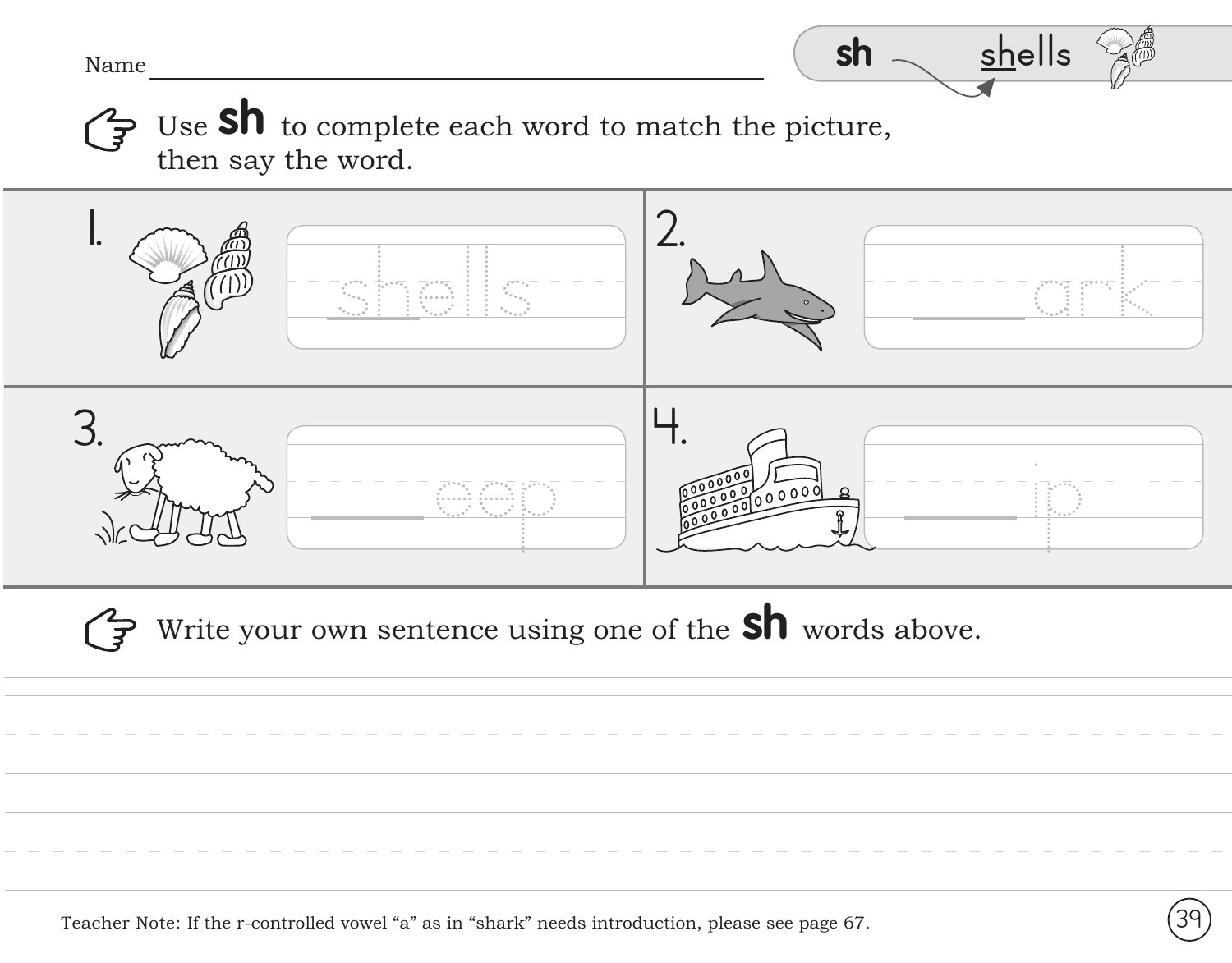Name ______________________________

**sh** — shells

Use **sh** to complete each word to match the picture, then say the word.

1. shells

2. ____ark

3. ____eep

4. ____ip

Write your own sentence using one of the **sh** words above.

_______________________________________________

_______________________________________________

Teacher Note: If the r-controlled vowel "a" as in "shark" needs introduction, please see page 67.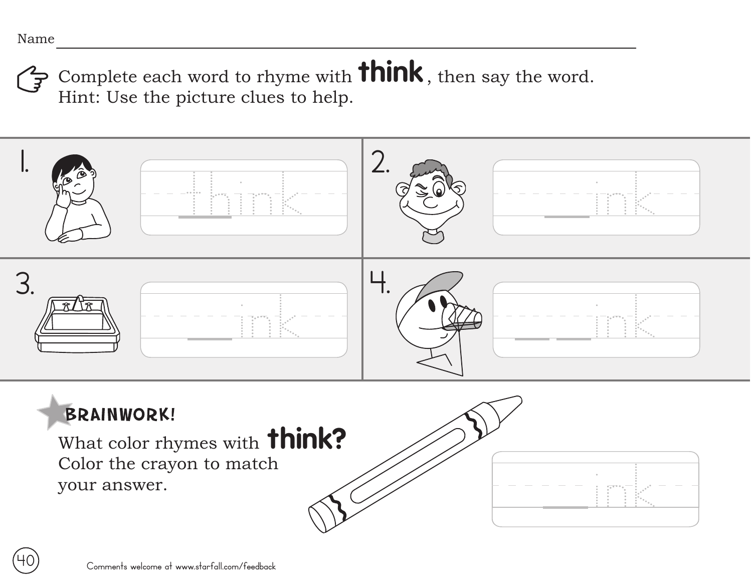Name ______________________________________________

Complete each word to rhyme with **think**, then say the word.
Hint: Use the picture clues to help.

1. think

2. __ink

3. __ink

4. __ __ink

**BRAINWORK!**

What color rhymes with **think?**
Color the crayon to match your answer.

__ink

Comments welcome at www.starfall.com/feedback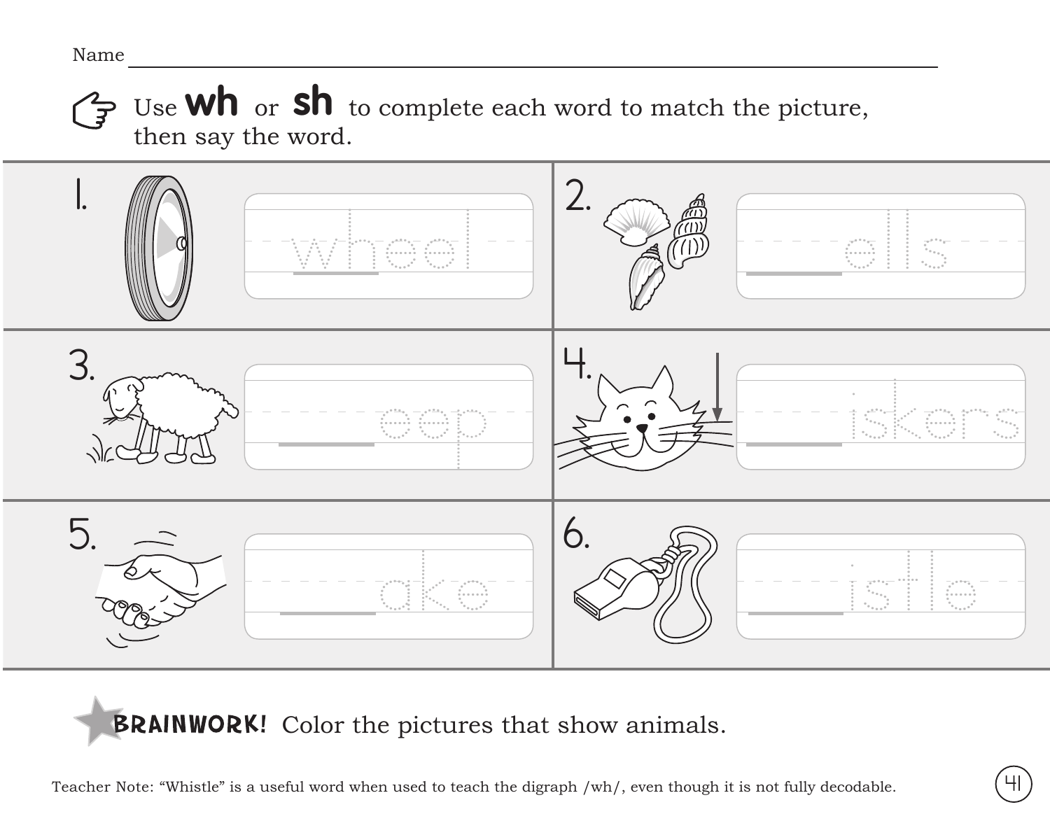Name ___________________________________

Use **wh** or **sh** to complete each word to match the picture, then say the word.

1. wheel

2. ___ells

3. ___eep

4. ___iskers

5. ___ake

6. ___istle

**BRAINWORK!** Color the pictures that show animals.

Teacher Note: "Whistle" is a useful word when used to teach the digraph /wh/, even though it is not fully decodable.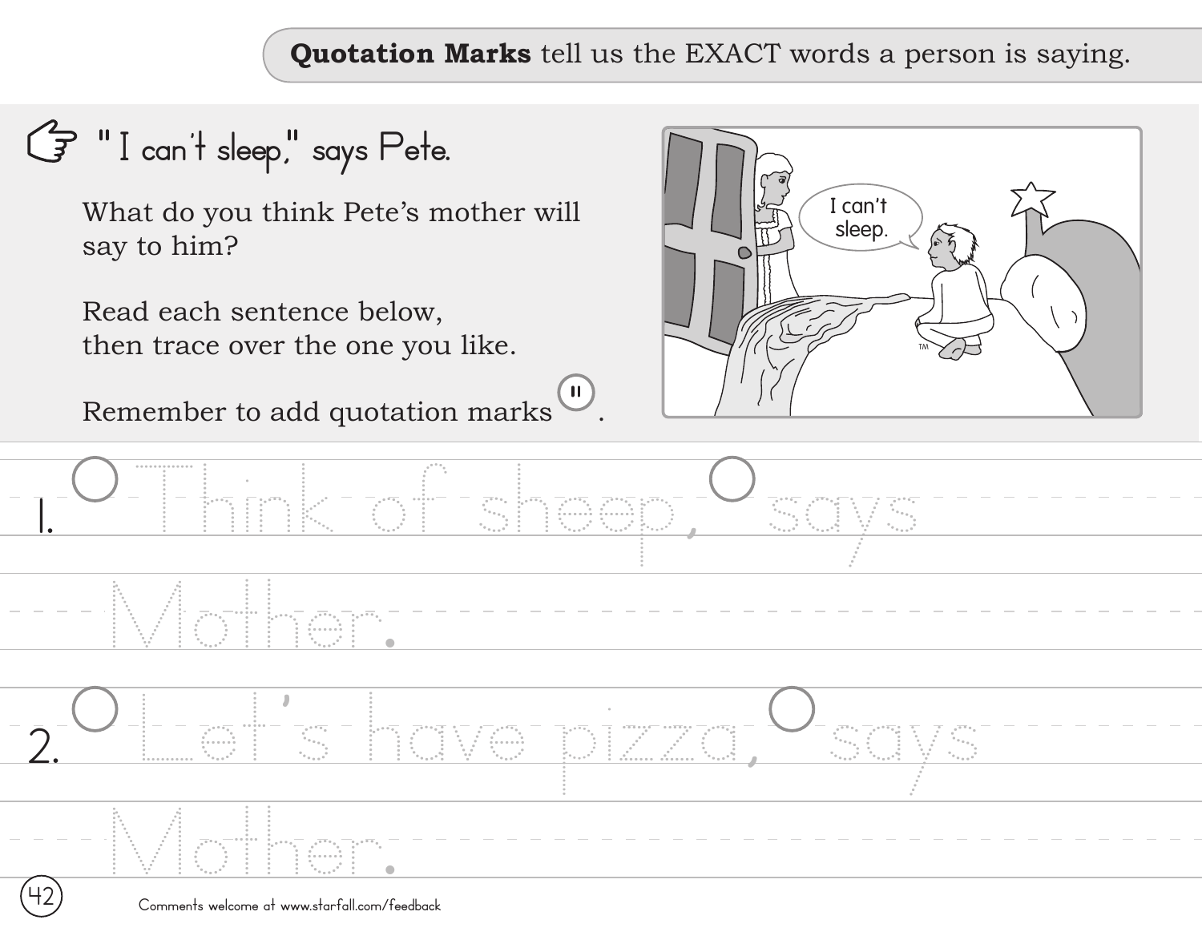**Quotation Marks** tell us the EXACT words a person is saying.

☞ "I can't sleep," says Pete.

What do you think Pete's mother will say to him?

Read each sentence below, then trace over the one you like.

Remember to add quotation marks ".

1. ○ Think of sheep, ○ says Mother.

2. ○ Let's have pizza, ○ says Mother.

Comments welcome at www.starfall.com/feedback